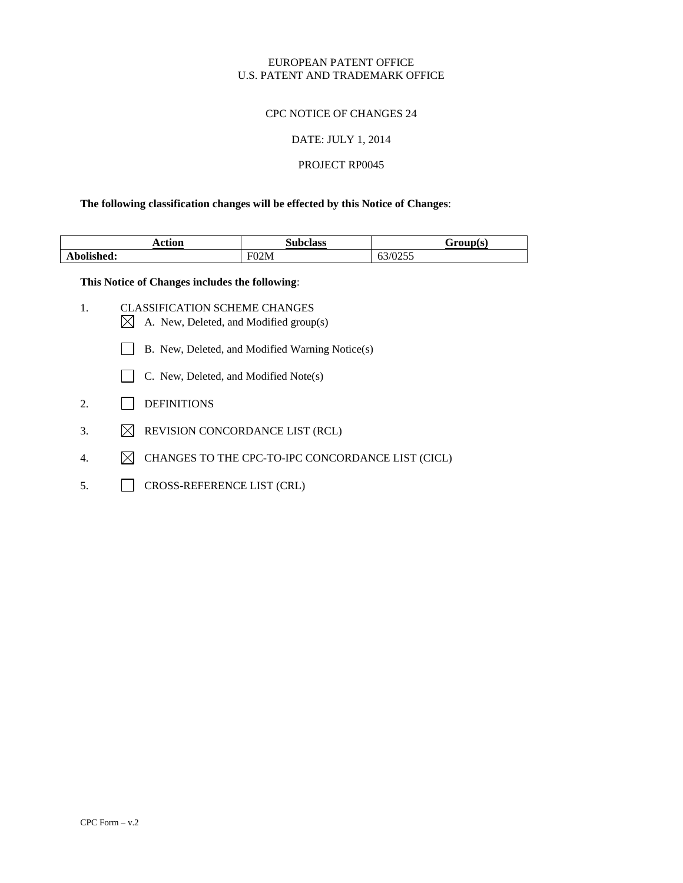EUROPEAN PATENT OFFICE
U.S. PATENT AND TRADEMARK OFFICE

CPC NOTICE OF CHANGES 24

DATE: JULY 1, 2014

PROJECT RP0045

**The following classification changes will be effected by this Notice of Changes**:

| Action | Subclass | Group(s) |
|---|---|---|
| **Abolished:** | F02M | 63/0255 |

**This Notice of Changes includes the following**:

1. CLASSIFICATION SCHEME CHANGES
   - [X] A. New, Deleted, and Modified group(s)
   - [ ] B. New, Deleted, and Modified Warning Notice(s)
   - [ ] C. New, Deleted, and Modified Note(s)
2. [ ] DEFINITIONS
3. [X] REVISION CONCORDANCE LIST (RCL)
4. [X] CHANGES TO THE CPC-TO-IPC CONCORDANCE LIST (CICL)
5. [ ] CROSS-REFERENCE LIST (CRL)

CPC Form – v.2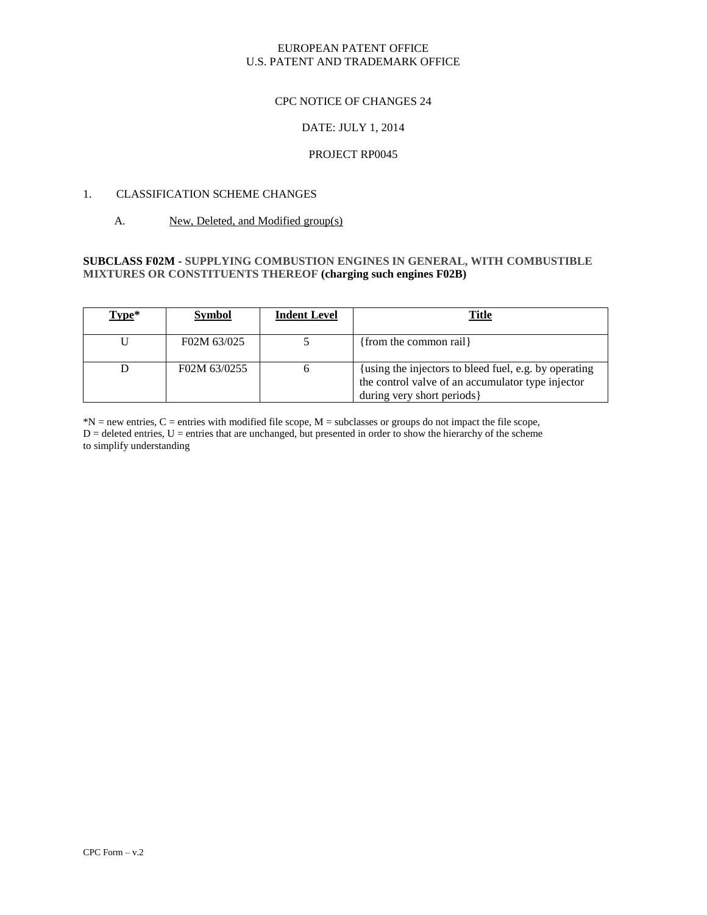EUROPEAN PATENT OFFICE
U.S. PATENT AND TRADEMARK OFFICE

CPC NOTICE OF CHANGES 24

DATE: JULY 1, 2014

PROJECT RP0045

1. CLASSIFICATION SCHEME CHANGES

A. New, Deleted, and Modified group(s)

**SUBCLASS F02M - SUPPLYING COMBUSTION ENGINES IN GENERAL, WITH COMBUSTIBLE MIXTURES OR CONSTITUENTS THEREOF (charging such engines F02B)**

| Type* | Symbol | Indent Level | Title |
|---|---|---|---|
| U | F02M 63/025 | 5 | {from the common rail} |
| D | F02M 63/0255 | 6 | {using the injectors to bleed fuel, e.g. by operating the control valve of an accumulator type injector during very short periods} |

*N = new entries, C = entries with modified file scope, M = subclasses or groups do not impact the file scope, D = deleted entries, U = entries that are unchanged, but presented in order to show the hierarchy of the scheme to simplify understanding

CPC Form – v.2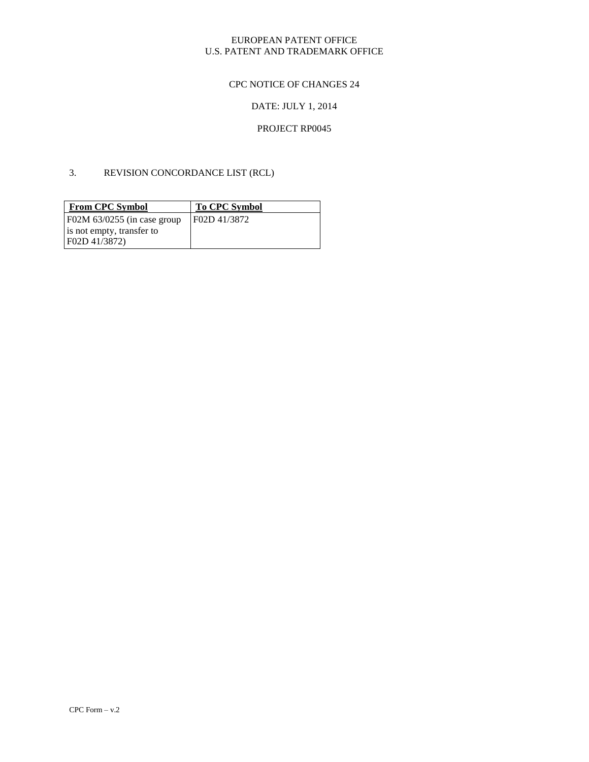EUROPEAN PATENT OFFICE
U.S. PATENT AND TRADEMARK OFFICE

CPC NOTICE OF CHANGES 24

DATE: JULY 1, 2014

PROJECT RP0045

3. REVISION CONCORDANCE LIST (RCL)

| From CPC Symbol | To CPC Symbol |
|---|---|
| F02M 63/0255 (in case group is not empty, transfer to F02D 41/3872) | F02D 41/3872 |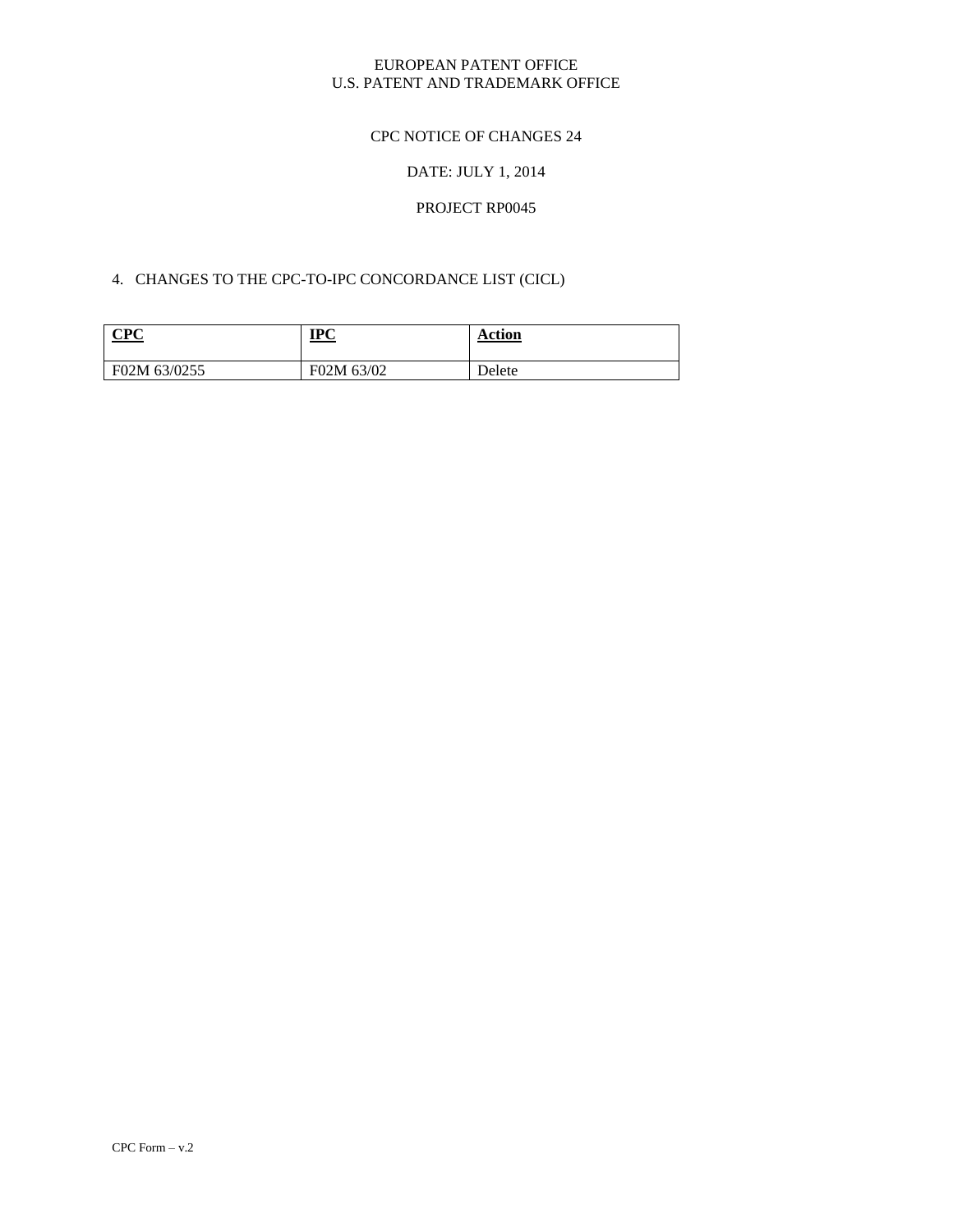EUROPEAN PATENT OFFICE
U.S. PATENT AND TRADEMARK OFFICE

CPC NOTICE OF CHANGES 24

DATE: JULY 1, 2014

PROJECT RP0045

4. CHANGES TO THE CPC-TO-IPC CONCORDANCE LIST (CICL)

| **CPC** | **IPC** | **Action** |
|---|---|---|
| F02M 63/0255 | F02M 63/02 | Delete |

CPC Form – v.2